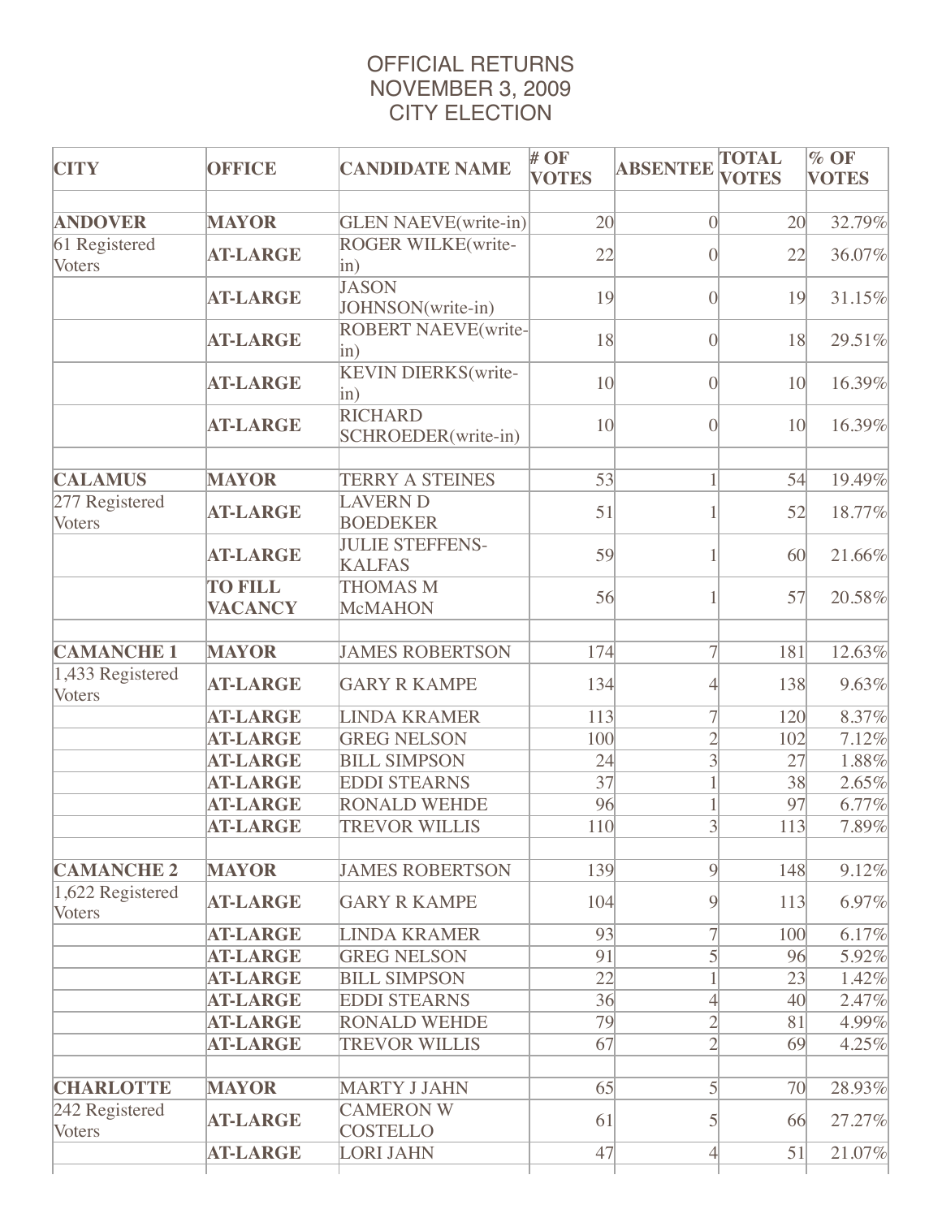# OFFICIAL RETURNS
# NOVEMBER 3, 2009
# CITY ELECTION

| CITY | OFFICE | CANDIDATE NAME | # OF VOTES | ABSENTEE | TOTAL VOTES | % OF VOTES |
|---|---|---|---|---|---|---|
| | | | | | | |
| **ANDOVER** | **MAYOR** | GLEN NAEVE(write-in) | 20 | 0 | 20 | 32.79% |
| 61 Registered Voters | **AT-LARGE** | ROGER WILKE(write-in) | 22 | 0 | 22 | 36.07% |
| | **AT-LARGE** | JASON JOHNSON(write-in) | 19 | 0 | 19 | 31.15% |
| | **AT-LARGE** | ROBERT NAEVE(write-in) | 18 | 0 | 18 | 29.51% |
| | **AT-LARGE** | KEVIN DIERKS(write-in) | 10 | 0 | 10 | 16.39% |
| | **AT-LARGE** | RICHARD SCHROEDER(write-in) | 10 | 0 | 10 | 16.39% |
| | | | | | | |
| **CALAMUS** | **MAYOR** | TERRY A STEINES | 53 | 1 | 54 | 19.49% |
| 277 Registered Voters | **AT-LARGE** | LAVERN D BOEDEKER | 51 | 1 | 52 | 18.77% |
| | **AT-LARGE** | JULIE STEFFENS-KALFAS | 59 | 1 | 60 | 21.66% |
| | **TO FILL VACANCY** | THOMAS M McMAHON | 56 | 1 | 57 | 20.58% |
| | | | | | | |
| **CAMANCHE 1** | **MAYOR** | JAMES ROBERTSON | 174 | 7 | 181 | 12.63% |
| 1,433 Registered Voters | **AT-LARGE** | GARY R KAMPE | 134 | 4 | 138 | 9.63% |
| | **AT-LARGE** | LINDA KRAMER | 113 | 7 | 120 | 8.37% |
| | **AT-LARGE** | GREG NELSON | 100 | 2 | 102 | 7.12% |
| | **AT-LARGE** | BILL SIMPSON | 24 | 3 | 27 | 1.88% |
| | **AT-LARGE** | EDDI STEARNS | 37 | 1 | 38 | 2.65% |
| | **AT-LARGE** | RONALD WEHDE | 96 | 1 | 97 | 6.77% |
| | **AT-LARGE** | TREVOR WILLIS | 110 | 3 | 113 | 7.89% |
| | | | | | | |
| **CAMANCHE 2** | **MAYOR** | JAMES ROBERTSON | 139 | 9 | 148 | 9.12% |
| 1,622 Registered Voters | **AT-LARGE** | GARY R KAMPE | 104 | 9 | 113 | 6.97% |
| | **AT-LARGE** | LINDA KRAMER | 93 | 7 | 100 | 6.17% |
| | **AT-LARGE** | GREG NELSON | 91 | 5 | 96 | 5.92% |
| | **AT-LARGE** | BILL SIMPSON | 22 | 1 | 23 | 1.42% |
| | **AT-LARGE** | EDDI STEARNS | 36 | 4 | 40 | 2.47% |
| | **AT-LARGE** | RONALD WEHDE | 79 | 2 | 81 | 4.99% |
| | **AT-LARGE** | TREVOR WILLIS | 67 | 2 | 69 | 4.25% |
| | | | | | | |
| **CHARLOTTE** | **MAYOR** | MARTY J JAHN | 65 | 5 | 70 | 28.93% |
| 242 Registered Voters | **AT-LARGE** | CAMERON W COSTELLO | 61 | 5 | 66 | 27.27% |
| | **AT-LARGE** | LORI JAHN | 47 | 4 | 51 | 21.07% |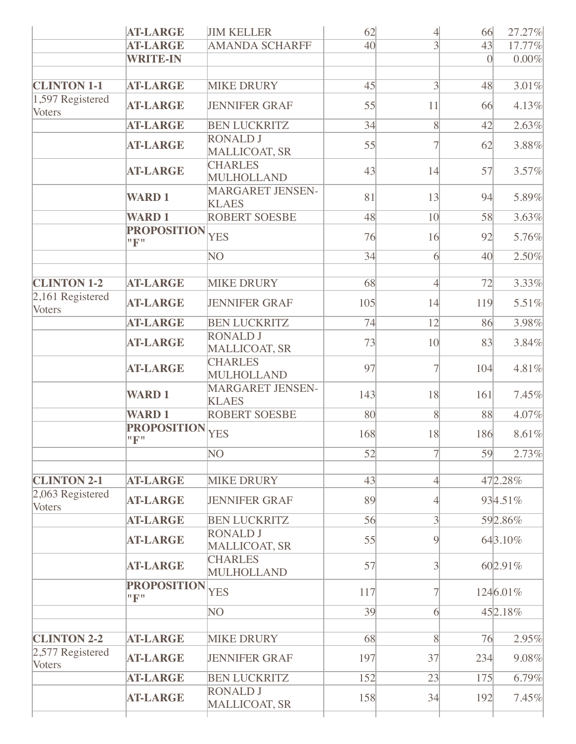| | | | | | | |
|---|---|---|---|---|---|---|
| | **AT-LARGE** | JIM KELLER | 62 | 4 | 66 | 27.27% |
| | **AT-LARGE** | AMANDA SCHARFF | 40 | 3 | 43 | 17.77% |
| | **WRITE-IN** | | | | 0 | 0.00% |
| | | | | | | |
| **CLINTON 1-1** | **AT-LARGE** | MIKE DRURY | 45 | 3 | 48 | 3.01% |
| 1,597 Registered Voters | **AT-LARGE** | JENNIFER GRAF | 55 | 11 | 66 | 4.13% |
| | **AT-LARGE** | BEN LUCKRITZ | 34 | 8 | 42 | 2.63% |
| | **AT-LARGE** | RONALD J MALLICOAT, SR | 55 | 7 | 62 | 3.88% |
| | **AT-LARGE** | CHARLES MULHOLLAND | 43 | 14 | 57 | 3.57% |
| | **WARD 1** | MARGARET JENSEN-KLAES | 81 | 13 | 94 | 5.89% |
| | **WARD 1** | ROBERT SOESBE | 48 | 10 | 58 | 3.63% |
| | **PROPOSITION "F"** | YES | 76 | 16 | 92 | 5.76% |
| | | NO | 34 | 6 | 40 | 2.50% |
| | | | | | | |
| **CLINTON 1-2** | **AT-LARGE** | MIKE DRURY | 68 | 4 | 72 | 3.33% |
| 2,161 Registered Voters | **AT-LARGE** | JENNIFER GRAF | 105 | 14 | 119 | 5.51% |
| | **AT-LARGE** | BEN LUCKRITZ | 74 | 12 | 86 | 3.98% |
| | **AT-LARGE** | RONALD J MALLICOAT, SR | 73 | 10 | 83 | 3.84% |
| | **AT-LARGE** | CHARLES MULHOLLAND | 97 | 7 | 104 | 4.81% |
| | **WARD 1** | MARGARET JENSEN-KLAES | 143 | 18 | 161 | 7.45% |
| | **WARD 1** | ROBERT SOESBE | 80 | 8 | 88 | 4.07% |
| | **PROPOSITION "F"** | YES | 168 | 18 | 186 | 8.61% |
| | | NO | 52 | 7 | 59 | 2.73% |
| | | | | | | |
| **CLINTON 2-1** | **AT-LARGE** | MIKE DRURY | 43 | 4 | 47 | 2.28% |
| 2,063 Registered Voters | **AT-LARGE** | JENNIFER GRAF | 89 | 4 | 93 | 4.51% |
| | **AT-LARGE** | BEN LUCKRITZ | 56 | 3 | 59 | 2.86% |
| | **AT-LARGE** | RONALD J MALLICOAT, SR | 55 | 9 | 64 | 3.10% |
| | **AT-LARGE** | CHARLES MULHOLLAND | 57 | 3 | 60 | 2.91% |
| | **PROPOSITION "F"** | YES | 117 | 7 | 124 | 6.01% |
| | | NO | 39 | 6 | 45 | 2.18% |
| | | | | | | |
| **CLINTON 2-2** | **AT-LARGE** | MIKE DRURY | 68 | 8 | 76 | 2.95% |
| 2,577 Registered Voters | **AT-LARGE** | JENNIFER GRAF | 197 | 37 | 234 | 9.08% |
| | **AT-LARGE** | BEN LUCKRITZ | 152 | 23 | 175 | 6.79% |
| | **AT-LARGE** | RONALD J MALLICOAT, SR | 158 | 34 | 192 | 7.45% |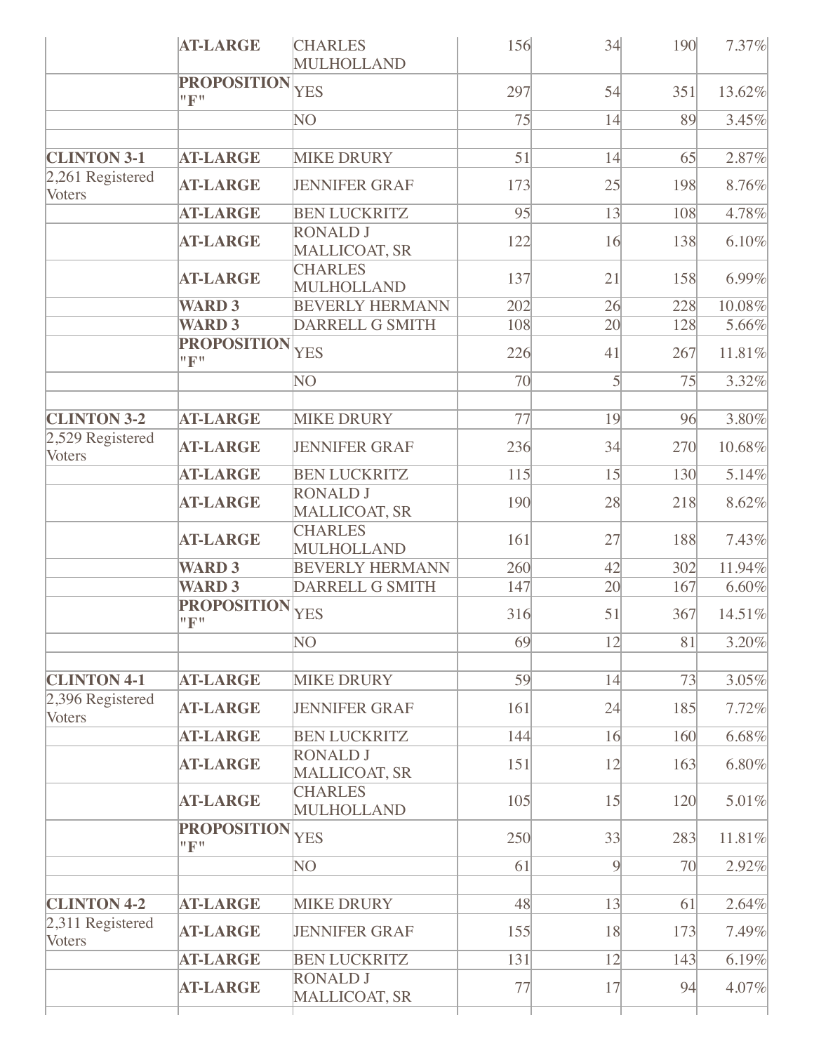| | | | | | | |
|---|---|---|---|---|---|---|
| | **AT-LARGE** | CHARLES MULHOLLAND | 156 | 34 | 190 | 7.37% |
| | **PROPOSITION "F"** | YES | 297 | 54 | 351 | 13.62% |
| | | NO | 75 | 14 | 89 | 3.45% |
| | | | | | | |
| **CLINTON 3-1** | **AT-LARGE** | MIKE DRURY | 51 | 14 | 65 | 2.87% |
| 2,261 Registered Voters | **AT-LARGE** | JENNIFER GRAF | 173 | 25 | 198 | 8.76% |
| | **AT-LARGE** | BEN LUCKRITZ | 95 | 13 | 108 | 4.78% |
| | **AT-LARGE** | RONALD J MALLICOAT, SR | 122 | 16 | 138 | 6.10% |
| | **AT-LARGE** | CHARLES MULHOLLAND | 137 | 21 | 158 | 6.99% |
| | **WARD 3** | BEVERLY HERMANN | 202 | 26 | 228 | 10.08% |
| | **WARD 3** | DARRELL G SMITH | 108 | 20 | 128 | 5.66% |
| | **PROPOSITION "F"** | YES | 226 | 41 | 267 | 11.81% |
| | | NO | 70 | 5 | 75 | 3.32% |
| | | | | | | |
| **CLINTON 3-2** | **AT-LARGE** | MIKE DRURY | 77 | 19 | 96 | 3.80% |
| 2,529 Registered Voters | **AT-LARGE** | JENNIFER GRAF | 236 | 34 | 270 | 10.68% |
| | **AT-LARGE** | BEN LUCKRITZ | 115 | 15 | 130 | 5.14% |
| | **AT-LARGE** | RONALD J MALLICOAT, SR | 190 | 28 | 218 | 8.62% |
| | **AT-LARGE** | CHARLES MULHOLLAND | 161 | 27 | 188 | 7.43% |
| | **WARD 3** | BEVERLY HERMANN | 260 | 42 | 302 | 11.94% |
| | **WARD 3** | DARRELL G SMITH | 147 | 20 | 167 | 6.60% |
| | **PROPOSITION "F"** | YES | 316 | 51 | 367 | 14.51% |
| | | NO | 69 | 12 | 81 | 3.20% |
| | | | | | | |
| **CLINTON 4-1** | **AT-LARGE** | MIKE DRURY | 59 | 14 | 73 | 3.05% |
| 2,396 Registered Voters | **AT-LARGE** | JENNIFER GRAF | 161 | 24 | 185 | 7.72% |
| | **AT-LARGE** | BEN LUCKRITZ | 144 | 16 | 160 | 6.68% |
| | **AT-LARGE** | RONALD J MALLICOAT, SR | 151 | 12 | 163 | 6.80% |
| | **AT-LARGE** | CHARLES MULHOLLAND | 105 | 15 | 120 | 5.01% |
| | **PROPOSITION "F"** | YES | 250 | 33 | 283 | 11.81% |
| | | NO | 61 | 9 | 70 | 2.92% |
| | | | | | | |
| **CLINTON 4-2** | **AT-LARGE** | MIKE DRURY | 48 | 13 | 61 | 2.64% |
| 2,311 Registered Voters | **AT-LARGE** | JENNIFER GRAF | 155 | 18 | 173 | 7.49% |
| | **AT-LARGE** | BEN LUCKRITZ | 131 | 12 | 143 | 6.19% |
| | **AT-LARGE** | RONALD J MALLICOAT, SR | 77 | 17 | 94 | 4.07% |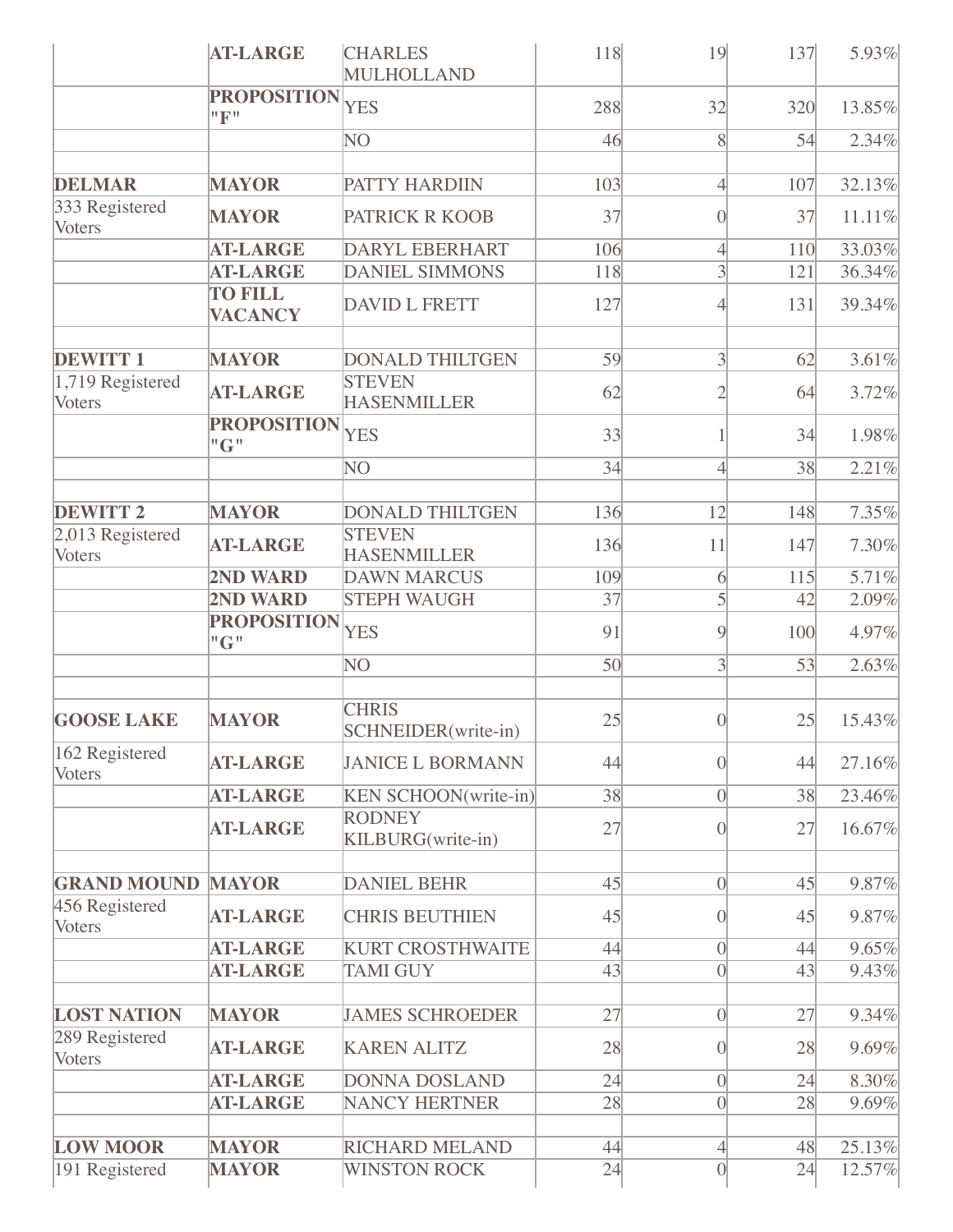| | | | | | | |
|---|---|---|---|---|---|---|
| | **AT-LARGE** | CHARLES MULHOLLAND | 118 | 19 | 137 | 5.93% |
| | **PROPOSITION "F"** | YES | 288 | 32 | 320 | 13.85% |
| | | NO | 46 | 8 | 54 | 2.34% |
| | | | | | | |
| **DELMAR** | **MAYOR** | PATTY HARDIIN | 103 | 4 | 107 | 32.13% |
| 333 Registered Voters | **MAYOR** | PATRICK R KOOB | 37 | 0 | 37 | 11.11% |
| | **AT-LARGE** | DARYL EBERHART | 106 | 4 | 110 | 33.03% |
| | **AT-LARGE** | DANIEL SIMMONS | 118 | 3 | 121 | 36.34% |
| | **TO FILL VACANCY** | DAVID L FRETT | 127 | 4 | 131 | 39.34% |
| | | | | | | |
| **DEWITT 1** | **MAYOR** | DONALD THILTGEN | 59 | 3 | 62 | 3.61% |
| 1,719 Registered Voters | **AT-LARGE** | STEVEN HASENMILLER | 62 | 2 | 64 | 3.72% |
| | **PROPOSITION "G"** | YES | 33 | 1 | 34 | 1.98% |
| | | NO | 34 | 4 | 38 | 2.21% |
| | | | | | | |
| **DEWITT 2** | **MAYOR** | DONALD THILTGEN | 136 | 12 | 148 | 7.35% |
| 2,013 Registered Voters | **AT-LARGE** | STEVEN HASENMILLER | 136 | 11 | 147 | 7.30% |
| | **2ND WARD** | DAWN MARCUS | 109 | 6 | 115 | 5.71% |
| | **2ND WARD** | STEPH WAUGH | 37 | 5 | 42 | 2.09% |
| | **PROPOSITION "G"** | YES | 91 | 9 | 100 | 4.97% |
| | | NO | 50 | 3 | 53 | 2.63% |
| | | | | | | |
| **GOOSE LAKE** | **MAYOR** | CHRIS SCHNEIDER(write-in) | 25 | 0 | 25 | 15.43% |
| 162 Registered Voters | **AT-LARGE** | JANICE L BORMANN | 44 | 0 | 44 | 27.16% |
| | **AT-LARGE** | KEN SCHOON(write-in) | 38 | 0 | 38 | 23.46% |
| | **AT-LARGE** | RODNEY KILBURG(write-in) | 27 | 0 | 27 | 16.67% |
| | | | | | | |
| **GRAND MOUND** | **MAYOR** | DANIEL BEHR | 45 | 0 | 45 | 9.87% |
| 456 Registered Voters | **AT-LARGE** | CHRIS BEUTHIEN | 45 | 0 | 45 | 9.87% |
| | **AT-LARGE** | KURT CROSTHWAITE | 44 | 0 | 44 | 9.65% |
| | **AT-LARGE** | TAMI GUY | 43 | 0 | 43 | 9.43% |
| | | | | | | |
| **LOST NATION** | **MAYOR** | JAMES SCHROEDER | 27 | 0 | 27 | 9.34% |
| 289 Registered Voters | **AT-LARGE** | KAREN ALITZ | 28 | 0 | 28 | 9.69% |
| | **AT-LARGE** | DONNA DOSLAND | 24 | 0 | 24 | 8.30% |
| | **AT-LARGE** | NANCY HERTNER | 28 | 0 | 28 | 9.69% |
| | | | | | | |
| **LOW MOOR** | **MAYOR** | RICHARD MELAND | 44 | 4 | 48 | 25.13% |
| 191 Registered | **MAYOR** | WINSTON ROCK | 24 | 0 | 24 | 12.57% |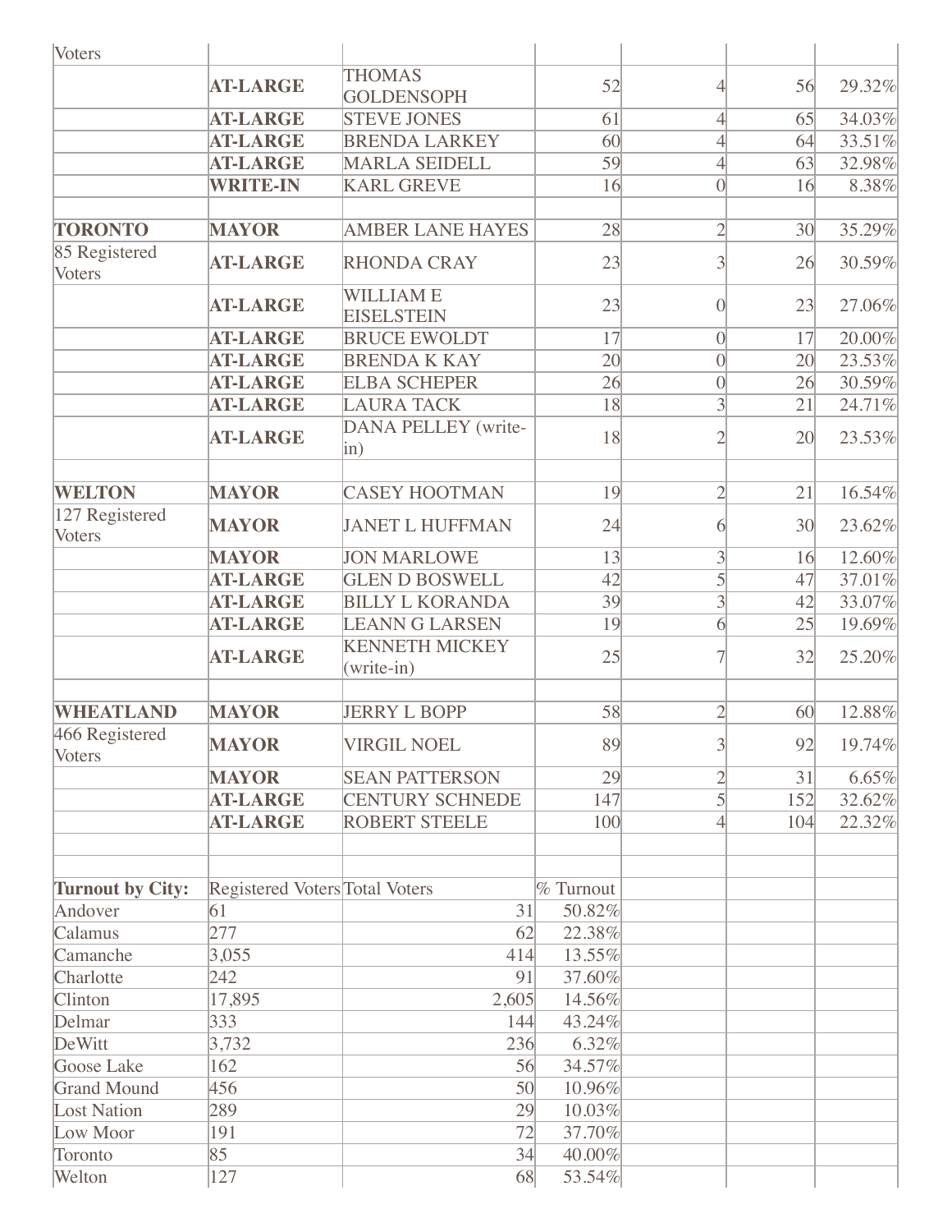| | | | | | | |
|---|---|---|---|---|---|---|
| Voters | | | | | | |
| | **AT-LARGE** | THOMAS GOLDENSOPH | 52 | 4 | 56 | 29.32% |
| | **AT-LARGE** | STEVE JONES | 61 | 4 | 65 | 34.03% |
| | **AT-LARGE** | BRENDA LARKEY | 60 | 4 | 64 | 33.51% |
| | **AT-LARGE** | MARLA SEIDELL | 59 | 4 | 63 | 32.98% |
| | **WRITE-IN** | KARL GREVE | 16 | 0 | 16 | 8.38% |
| | | | | | | |
| **TORONTO** | **MAYOR** | AMBER LANE HAYES | 28 | 2 | 30 | 35.29% |
| 85 Registered Voters | **AT-LARGE** | RHONDA CRAY | 23 | 3 | 26 | 30.59% |
| | **AT-LARGE** | WILLIAM E EISELSTEIN | 23 | 0 | 23 | 27.06% |
| | **AT-LARGE** | BRUCE EWOLDT | 17 | 0 | 17 | 20.00% |
| | **AT-LARGE** | BRENDA K KAY | 20 | 0 | 20 | 23.53% |
| | **AT-LARGE** | ELBA SCHEPER | 26 | 0 | 26 | 30.59% |
| | **AT-LARGE** | LAURA TACK | 18 | 3 | 21 | 24.71% |
| | **AT-LARGE** | DANA PELLEY (write-in) | 18 | 2 | 20 | 23.53% |
| | | | | | | |
| **WELTON** | **MAYOR** | CASEY HOOTMAN | 19 | 2 | 21 | 16.54% |
| 127 Registered Voters | **MAYOR** | JANET L HUFFMAN | 24 | 6 | 30 | 23.62% |
| | **MAYOR** | JON MARLOWE | 13 | 3 | 16 | 12.60% |
| | **AT-LARGE** | GLEN D BOSWELL | 42 | 5 | 47 | 37.01% |
| | **AT-LARGE** | BILLY L KORANDA | 39 | 3 | 42 | 33.07% |
| | **AT-LARGE** | LEANN G LARSEN | 19 | 6 | 25 | 19.69% |
| | **AT-LARGE** | KENNETH MICKEY (write-in) | 25 | 7 | 32 | 25.20% |
| | | | | | | |
| **WHEATLAND** | **MAYOR** | JERRY L BOPP | 58 | 2 | 60 | 12.88% |
| 466 Registered Voters | **MAYOR** | VIRGIL NOEL | 89 | 3 | 92 | 19.74% |
| | **MAYOR** | SEAN PATTERSON | 29 | 2 | 31 | 6.65% |
| | **AT-LARGE** | CENTURY SCHNEDE | 147 | 5 | 152 | 32.62% |
| | **AT-LARGE** | ROBERT STEELE | 100 | 4 | 104 | 22.32% |

| **Turnout by City:** | Registered Voters | Total Voters | % Turnout |
|---|---|---|---|
| Andover | 61 | 31 | 50.82% |
| Calamus | 277 | 62 | 22.38% |
| Camanche | 3,055 | 414 | 13.55% |
| Charlotte | 242 | 91 | 37.60% |
| Clinton | 17,895 | 2,605 | 14.56% |
| Delmar | 333 | 144 | 43.24% |
| DeWitt | 3,732 | 236 | 6.32% |
| Goose Lake | 162 | 56 | 34.57% |
| Grand Mound | 456 | 50 | 10.96% |
| Lost Nation | 289 | 29 | 10.03% |
| Low Moor | 191 | 72 | 37.70% |
| Toronto | 85 | 34 | 40.00% |
| Welton | 127 | 68 | 53.54% |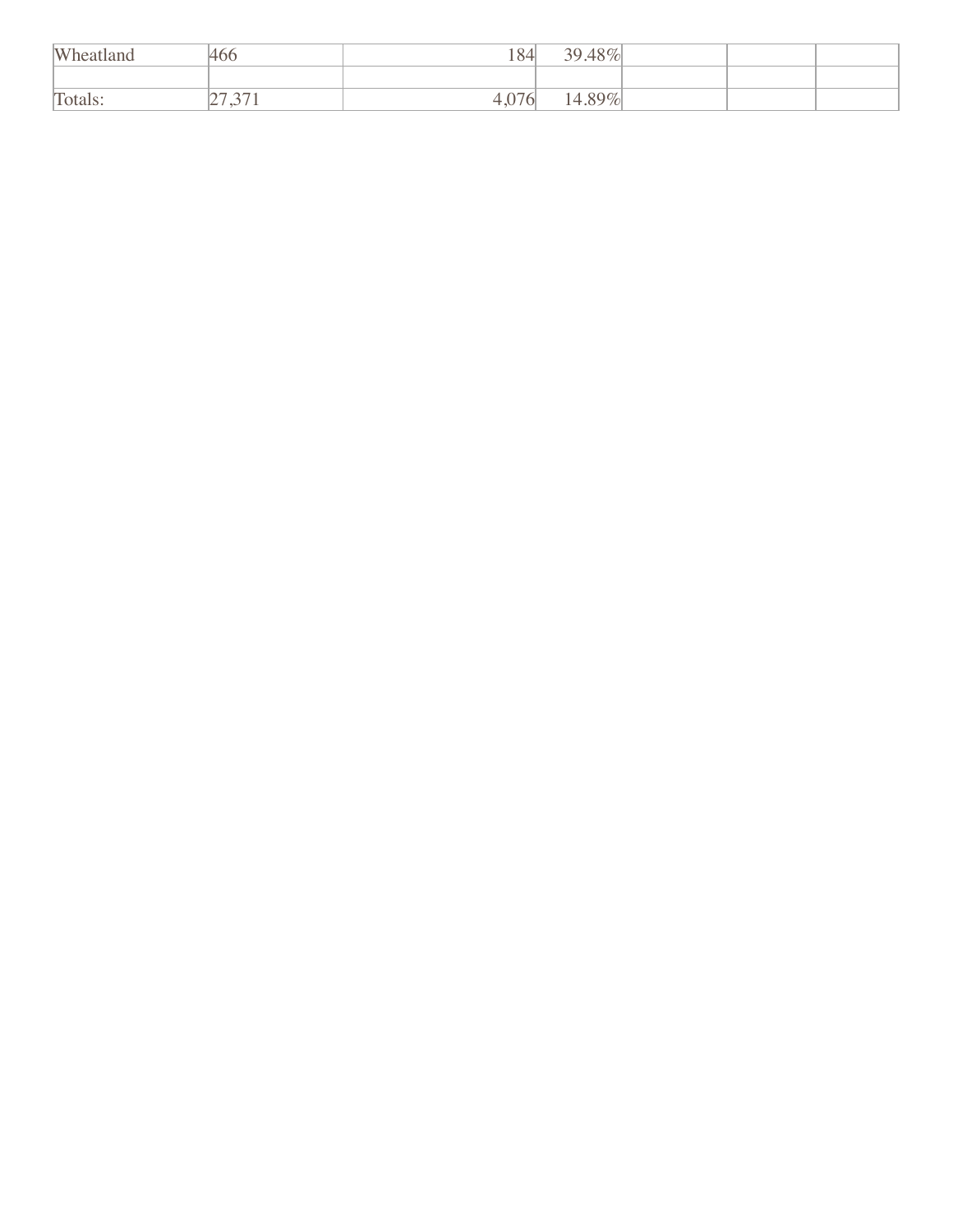| | | | | | | |
|---|---|---|---|---|---|---|
| Wheatland | 466 | 184 | 39.48% | | | |
| | | | | | | |
| Totals: | 27,371 | 4,076 | 14.89% | | | |